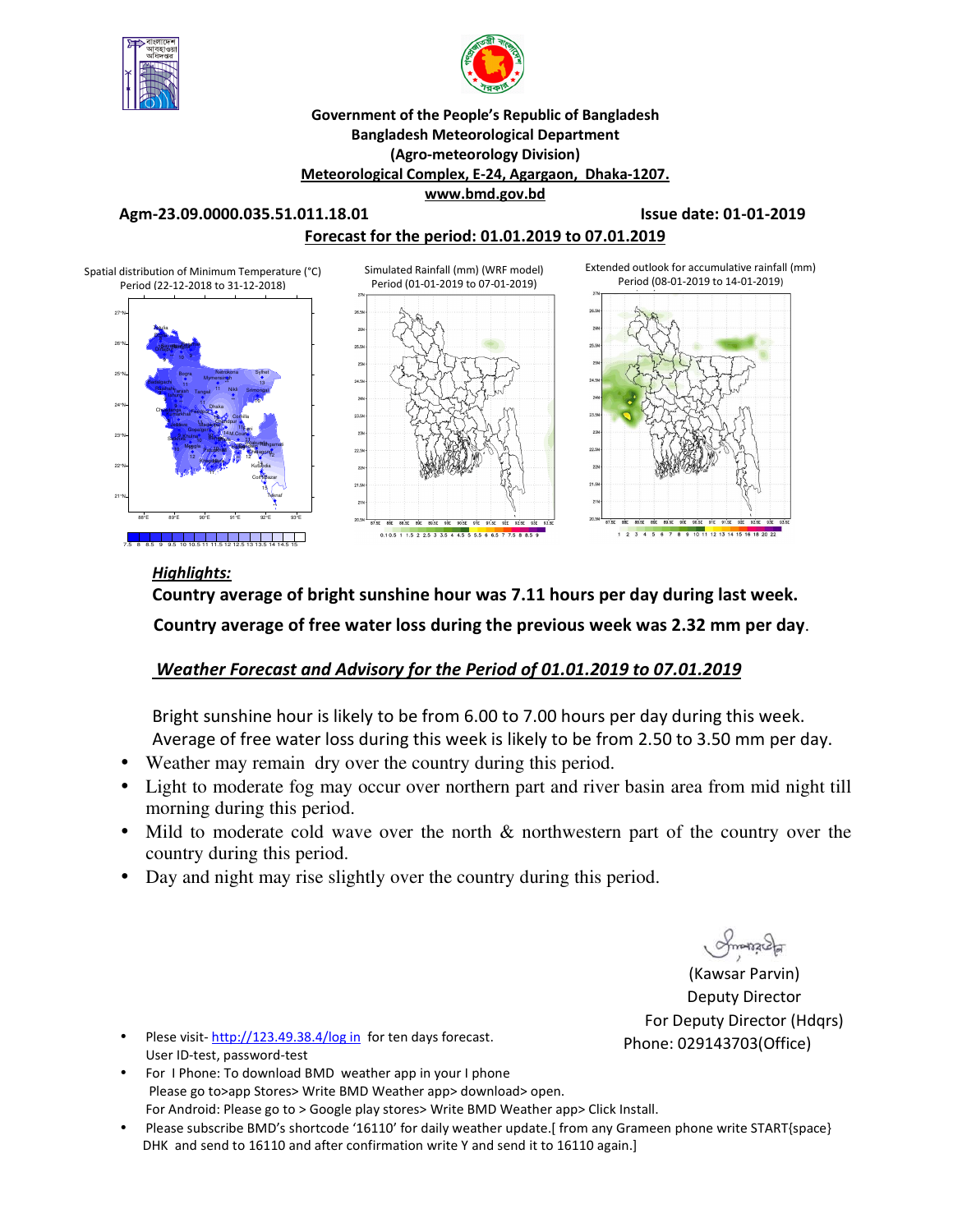**Government of the People's Republic of Bangladesh**
**Bangladesh Meteorological Department**
**(Agro-meteorology Division)**
**Meteorological Complex, E-24, Agargaon, Dhaka-1207.**
**www.bmd.gov.bd**

**Agm-23.09.0000.035.51.011.18.01** **Issue date: 01-01-2019**

**Forecast for the period: 01.01.2019 to 07.01.2019**

Spatial distribution of Minimum Temperature (°C) Period (22-12-2018 to 31-12-2018)

Simulated Rainfall (mm) (WRF model) Period (01-01-2019 to 07-01-2019)

Extended outlook for accumulative rainfall (mm) Period (08-01-2019 to 14-01-2019)

***Highlights:***

**Country average of bright sunshine hour was 7.11 hours per day during last week.**

**Country average of free water loss during the previous week was 2.32 mm per day.**

***Weather Forecast and Advisory for the Period of 01.01.2019 to 07.01.2019***

Bright sunshine hour is likely to be from 6.00 to 7.00 hours per day during this week.
Average of free water loss during this week is likely to be from 2.50 to 3.50 mm per day.

- Weather may remain dry over the country during this period.
- Light to moderate fog may occur over northern part and river basin area from mid night till morning during this period.
- Mild to moderate cold wave over the north & northwestern part of the country over the country during this period.
- Day and night may rise slightly over the country during this period.

(Kawsar Parvin)
Deputy Director
For Deputy Director (Hdqrs)
Phone: 029143703(Office)

- Plese visit- http://123.49.38.4/log in for ten days forecast.
  User ID-test, password-test
- For I Phone: To download BMD weather app in your I phone
  Please go to>app Stores> Write BMD Weather app> download> open.
  For Android: Please go to > Google play stores> Write BMD Weather app> Click Install.
- Please subscribe BMD's shortcode '16110' for daily weather update.[ from any Grameen phone write START{space} DHK and send to 16110 and after confirmation write Y and send it to 16110 again.]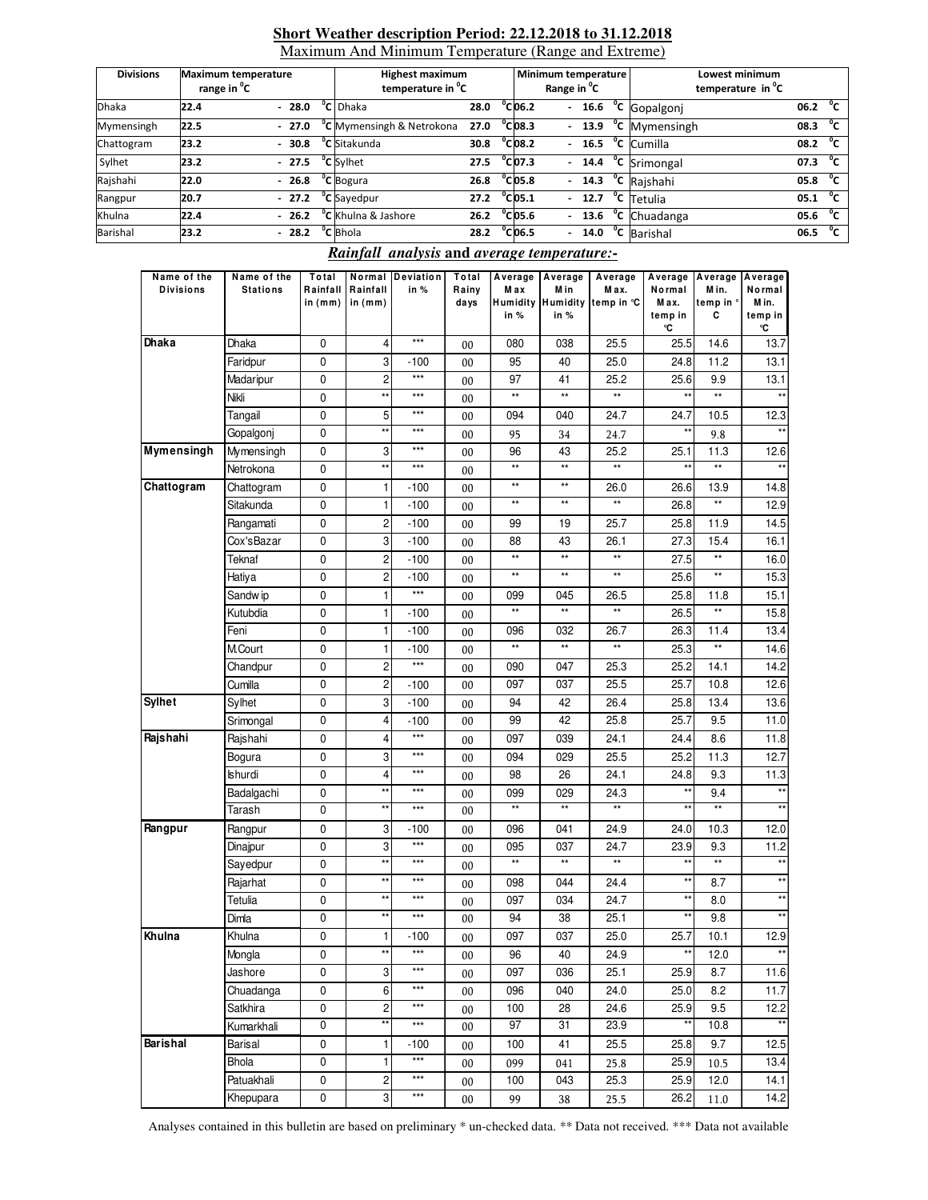## Short Weather description Period: 22.12.2018 to 31.12.2018

Maximum And Minimum Temperature (Range and Extreme)

| Divisions | Maximum temperature range in °C | Highest maximum temperature in °C | | Minimum temperature Range in °C | Lowest minimum temperature in °C | |
|---|---|---|---|---|---|---|
| Dhaka | 22.4 - 28.0 °C | Dhaka | 28.0 °C | 06.2 - 16.6 °C | Gopalgonj | 06.2 °C |
| Mymensingh | 22.5 - 27.0 °C | Mymensingh & Netrokona | 27.0 °C | 08.3 - 13.9 °C | Mymensingh | 08.3 °C |
| Chattogram | 23.2 - 30.8 °C | Sitakunda | 30.8 °C | 08.2 - 16.5 °C | Cumilla | 08.2 °C |
| Sylhet | 23.2 - 27.5 °C | Sylhet | 27.5 °C | 07.3 - 14.4 °C | Srimongal | 07.3 °C |
| Rajshahi | 22.0 - 26.8 °C | Bogura | 26.8 °C | 05.8 - 14.3 °C | Rajshahi | 05.8 °C |
| Rangpur | 20.7 - 27.2 °C | Sayedpur | 27.2 °C | 05.1 - 12.7 °C | Tetulia | 05.1 °C |
| Khulna | 22.4 - 26.2 °C | Khulna & Jashore | 26.2 °C | 05.6 - 13.6 °C | Chuadanga | 05.6 °C |
| Barishal | 23.2 - 28.2 °C | Bhola | 28.2 °C | 06.5 - 14.0 °C | Barishal | 06.5 °C |

### *Rainfall analysis* and *average temperature:-*

| Name of the Divisions | Name of the Stations | Total Rainfall in (mm) | Normal Rainfall in (mm) | Deviation in % | Total Rainy days | Average Max Humidity in % | Average Min Humidity in % | Average Max. temp in °C | Average Normal Max. temp in °C | Average Min. temp in °C | Average Normal Min. temp in °C |
|---|---|---|---|---|---|---|---|---|---|---|---|
| Dhaka | Dhaka | 0 | 4 | *** | 00 | 080 | 038 | 25.5 | 25.5 | 14.6 | 13.7 |
| | Faridpur | 0 | 3 | -100 | 00 | 95 | 40 | 25.0 | 24.8 | 11.2 | 13.1 |
| | Madaripur | 0 | 2 | *** | 00 | 97 | 41 | 25.2 | 25.6 | 9.9 | 13.1 |
| | Nikli | 0 | ** | *** | 00 | ** | ** | ** | ** | ** | ** |
| | Tangail | 0 | 5 | *** | 00 | 094 | 040 | 24.7 | 24.7 | 10.5 | 12.3 |
| | Gopalgonj | 0 | ** | *** | 00 | 95 | 34 | 24.7 | ** | 9.8 | ** |
| Mymensingh | Mymensingh | 0 | 3 | *** | 00 | 96 | 43 | 25.2 | 25.1 | 11.3 | 12.6 |
| | Netrokona | 0 | ** | *** | 00 | ** | ** | ** | ** | ** | ** |
| Chattogram | Chattogram | 0 | 1 | -100 | 00 | ** | ** | 26.0 | 26.6 | 13.9 | 14.8 |
| | Sitakunda | 0 | 1 | -100 | 00 | ** | ** | ** | 26.8 | ** | 12.9 |
| | Rangamati | 0 | 2 | -100 | 00 | 99 | 19 | 25.7 | 25.8 | 11.9 | 14.5 |
| | Cox'sBazar | 0 | 3 | -100 | 00 | 88 | 43 | 26.1 | 27.3 | 15.4 | 16.1 |
| | Teknaf | 0 | 2 | -100 | 00 | ** | ** | ** | 27.5 | ** | 16.0 |
| | Hatiya | 0 | 2 | -100 | 00 | ** | ** | ** | 25.6 | ** | 15.3 |
| | Sandwip | 0 | 1 | *** | 00 | 099 | 045 | 26.5 | 25.8 | 11.8 | 15.1 |
| | Kutubdia | 0 | 1 | -100 | 00 | ** | ** | ** | 26.5 | ** | 15.8 |
| | Feni | 0 | 1 | -100 | 00 | 096 | 032 | 26.7 | 26.3 | 11.4 | 13.4 |
| | M.Court | 0 | 1 | -100 | 00 | ** | ** | ** | 25.3 | ** | 14.6 |
| | Chandpur | 0 | 2 | *** | 00 | 090 | 047 | 25.3 | 25.2 | 14.1 | 14.2 |
| | Cumilla | 0 | 2 | -100 | 00 | 097 | 037 | 25.5 | 25.7 | 10.8 | 12.6 |
| Sylhet | Sylhet | 0 | 3 | -100 | 00 | 94 | 42 | 26.4 | 25.8 | 13.4 | 13.6 |
| | Srimongal | 0 | 4 | -100 | 00 | 99 | 42 | 25.8 | 25.7 | 9.5 | 11.0 |
| Rajshahi | Rajshahi | 0 | 4 | *** | 00 | 097 | 039 | 24.1 | 24.4 | 8.6 | 11.8 |
| | Bogura | 0 | 3 | *** | 00 | 094 | 029 | 25.5 | 25.2 | 11.3 | 12.7 |
| | Ishurdi | 0 | 4 | *** | 00 | 98 | 26 | 24.1 | 24.8 | 9.3 | 11.3 |
| | Badalgachi | 0 | ** | *** | 00 | 099 | 029 | 24.3 | ** | 9.4 | ** |
| | Tarash | 0 | ** | *** | 00 | ** | ** | ** | ** | ** | ** |
| Rangpur | Rangpur | 0 | 3 | -100 | 00 | 096 | 041 | 24.9 | 24.0 | 10.3 | 12.0 |
| | Dinajpur | 0 | 3 | *** | 00 | 095 | 037 | 24.7 | 23.9 | 9.3 | 11.2 |
| | Sayedpur | 0 | ** | *** | 00 | ** | ** | ** | ** | ** | ** |
| | Rajarhat | 0 | ** | *** | 00 | 098 | 044 | 24.4 | ** | 8.7 | ** |
| | Tetulia | 0 | ** | *** | 00 | 097 | 034 | 24.7 | ** | 8.0 | ** |
| | Dimla | 0 | ** | *** | 00 | 94 | 38 | 25.1 | ** | 9.8 | ** |
| Khulna | Khulna | 0 | 1 | -100 | 00 | 097 | 037 | 25.0 | 25.7 | 10.1 | 12.9 |
| | Mongla | 0 | ** | *** | 00 | 96 | 40 | 24.9 | ** | 12.0 | ** |
| | Jashore | 0 | 3 | *** | 00 | 097 | 036 | 25.1 | 25.9 | 8.7 | 11.6 |
| | Chuadanga | 0 | 6 | *** | 00 | 096 | 040 | 24.0 | 25.0 | 8.2 | 11.7 |
| | Satkhira | 0 | 2 | *** | 00 | 100 | 28 | 24.6 | 25.9 | 9.5 | 12.2 |
| | Kumarkhali | 0 | ** | *** | 00 | 97 | 31 | 23.9 | ** | 10.8 | ** |
| Barishal | Barisal | 0 | 1 | -100 | 00 | 100 | 41 | 25.5 | 25.8 | 9.7 | 12.5 |
| | Bhola | 0 | 1 | *** | 00 | 099 | 041 | 25.8 | 25.9 | 10.5 | 13.4 |
| | Patuakhali | 0 | 2 | *** | 00 | 100 | 043 | 25.3 | 25.9 | 12.0 | 14.1 |
| | Khepupara | 0 | 3 | *** | 00 | 99 | 38 | 25.5 | 26.2 | 11.0 | 14.2 |

Analyses contained in this bulletin are based on preliminary * un-checked data. ** Data not received. *** Data not available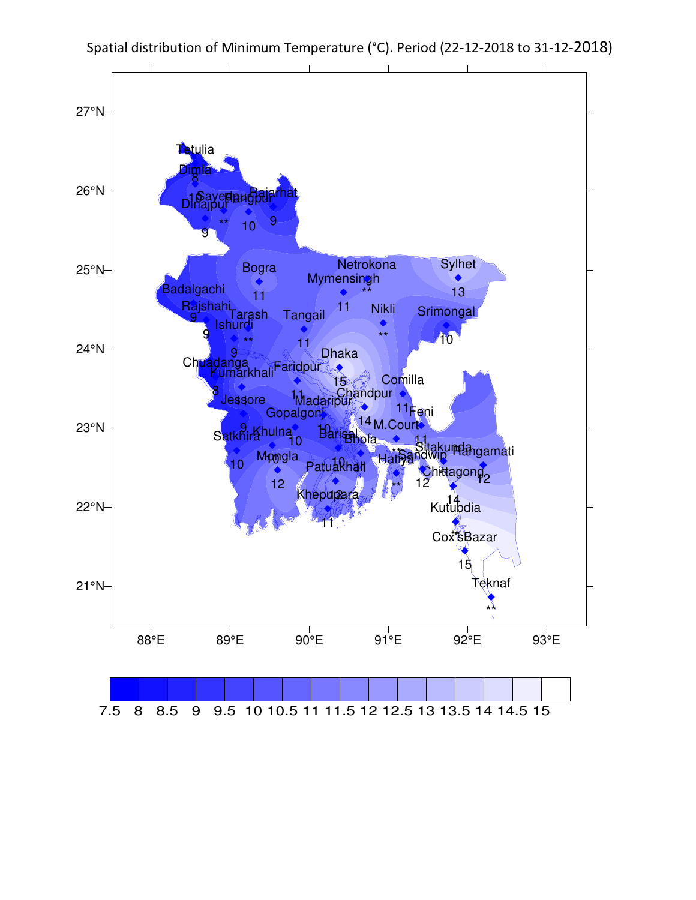Spatial distribution of Minimum Temperature (°C). Period (22-12-2018 to 31-12-2018)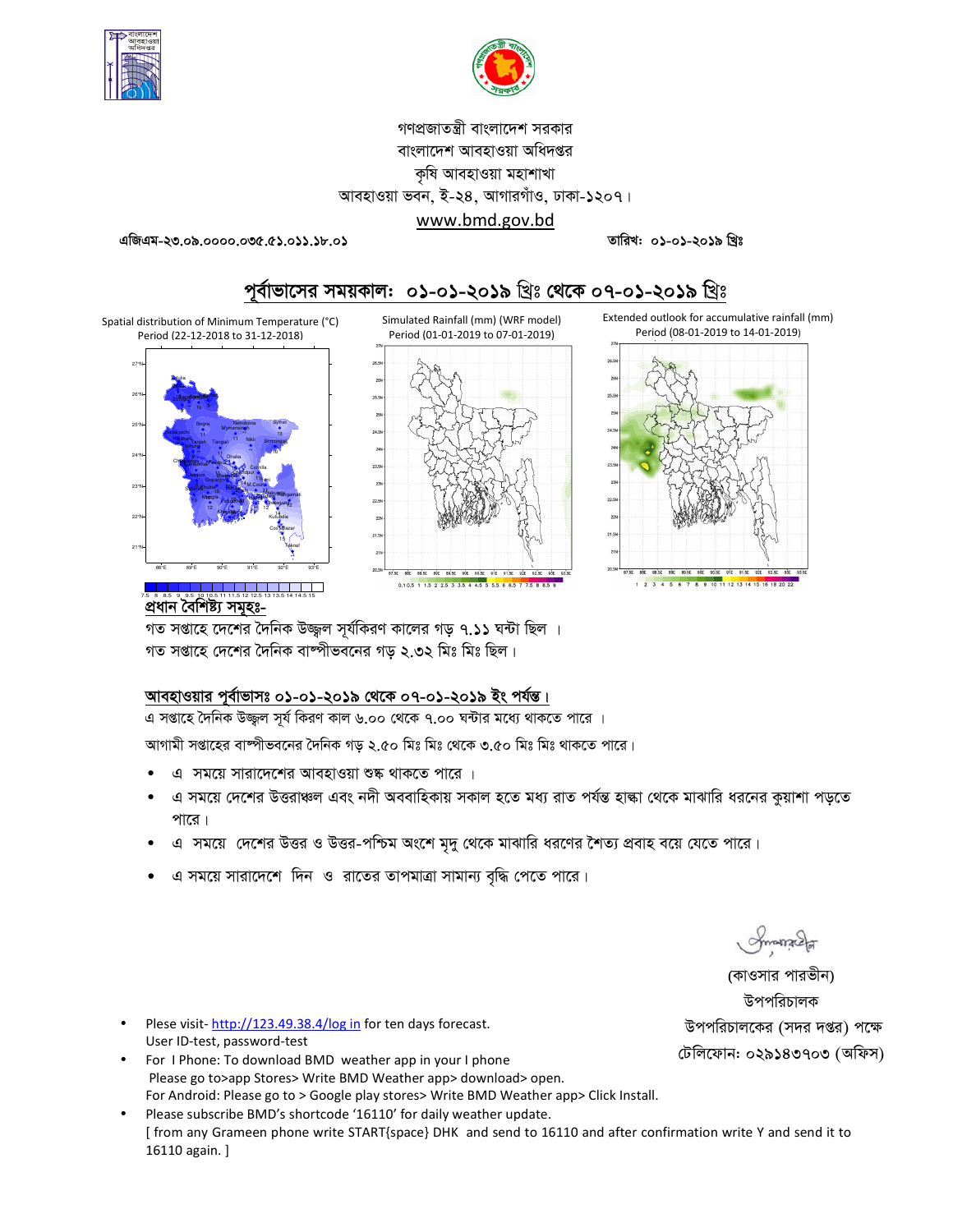গণপ্রজাতন্ত্রী বাংলাদেশ সরকার
বাংলাদেশ আবহাওয়া অধিদপ্তর
কৃষি আবহাওয়া মহাশাখা
আবহাওয়া ভবন, ই-২৪, আগারগাঁও, ঢাকা-১২০৭।
www.bmd.gov.bd

এজিএম-২৩.০৯.০০০০.০৩৫.৫১.০১১.১৮.০১ তারিখঃ ০১-০১-২০১৯ খ্রিঃ

## পূর্বাভাসের সময়কালঃ ০১-০১-২০১৯ খ্রিঃ থেকে ০৭-০১-২০১৯ খ্রিঃ

Spatial distribution of Minimum Temperature (°C) Period (22-12-2018 to 31-12-2018)

Simulated Rainfall (mm) (WRF model) Period (01-01-2019 to 07-01-2019)

Extended outlook for accumulative rainfall (mm) Period (08-01-2019 to 14-01-2019)

### প্রধান বৈশিষ্ট্য সমূহঃ-

গত সপ্তাহে দেশের দৈনিক উজ্জ্বল সূর্যকিরণ কালের গড় ৭.১১ ঘন্টা ছিল ।

গত সপ্তাহে দেশের দৈনিক বাষ্পীভবনের গড় ২.৩২ মিঃ মিঃ ছিল।

### আবহাওয়ার পূর্বাভাসঃ ০১-০১-২০১৯ থেকে ০৭-০১-২০১৯ ইং পর্যন্ত।

এ সপ্তাহে দৈনিক উজ্জ্বল সূর্য কিরণ কাল ৬.০০ থেকে ৭.০০ ঘন্টার মধ্যে থাকতে পারে ।

আগামী সপ্তাহের বাষ্পীভবনের দৈনিক গড় ২.৫০ মিঃ মিঃ থেকে ৩.৫০ মিঃ মিঃ থাকতে পারে।

- এ সময়ে সারাদেশের আবহাওয়া শুষ্ক থাকতে পারে ।
- এ সময়ে দেশের উত্তরাঞ্চল এবং নদী অববাহিকায় সকাল হতে মধ্য রাত পর্যন্ত হাল্কা থেকে মাঝারি ধরনের কুয়াশা পড়তে পারে।
- এ সময়ে দেশের উত্তর ও উত্তর-পশ্চিম অংশে মৃদু থেকে মাঝারি ধরণের শৈত্য প্রবাহ বয়ে যেতে পারে।
- এ সময়ে সারাদেশে দিন ও রাতের তাপমাত্রা সামান্য বৃদ্ধি পেতে পারে।

(কাওসার পারভীন)
উপপরিচালক
উপপরিচালকের (সদর দপ্তর) পক্ষে
টেলিফোনঃ ০২৯১৪৩৭০৩ (অফিস)

- Plese visit- http://123.49.38.4/log in for ten days forecast.
  User ID-test, password-test
- For I Phone: To download BMD weather app in your I phone
  Please go to>app Stores> Write BMD Weather app> download> open.
  For Android: Please go to > Google play stores> Write BMD Weather app> Click Install.
- Please subscribe BMD's shortcode '16110' for daily weather update.
  [ from any Grameen phone write START{space} DHK and send to 16110 and after confirmation write Y and send it to 16110 again. ]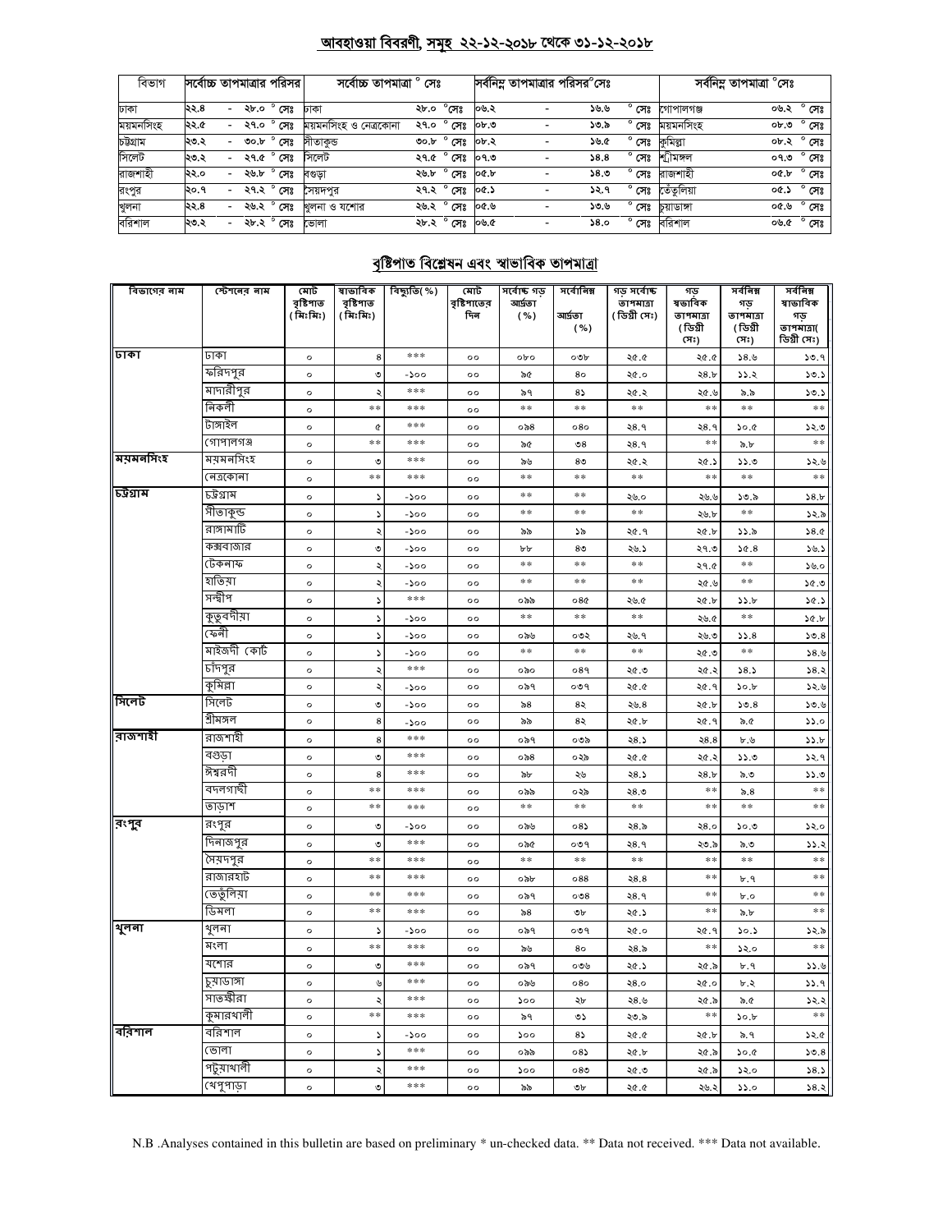## আবহাওয়া বিবরণী, সমূহ ২২-১২-২০১৮ থেকে ৩১-১২-২০১৮

| বিভাগ | সর্বোচ্চ তাপমাত্রার পরিসর | সর্বোচ্চ তাপমাত্রা ° সেঃ | | সর্বনিম্ন তাপমাত্রার পরিসর°সেঃ | সর্বনিম্ন তাপমাত্রা °সেঃ | |
|---|---|---|---|---|---|---|
| ঢাকা | ২২.৪ - ২৮.০ ° সেঃ | ঢাকা | ২৮.০ °সেঃ | ০৬.২ - ১৬.৬ ° সেঃ | গোপালগঞ্জ | ০৬.২ ° সেঃ |
| ময়মনসিংহ | ২২.৫ - ২৭.০ ° সেঃ | ময়মনসিংহ ও নেত্রকোনা | ২৭.০ ° সেঃ | ০৮.৩ - ১৩.৯ ° সেঃ | ময়মনসিংহ | ০৮.৩ ° সেঃ |
| চট্টগ্রাম | ২৩.২ - ৩০.৮ ° সেঃ | সীতাকুন্ড | ৩০.৮ ° সেঃ | ০৮.২ - ১৬.৫ ° সেঃ | কুমিল্লা | ০৮.২ ° সেঃ |
| সিলেট | ২৩.২ - ২৭.৫ ° সেঃ | সিলেট | ২৭.৫ ° সেঃ | ০৭.৩ - ১৪.৪ ° সেঃ | শ্রীমঙ্গল | ০৭.৩ ° সেঃ |
| রাজশাহী | ২২.০ - ২৬.৮ ° সেঃ | বগুড়া | ২৬.৮ ° সেঃ | ০৫.৮ - ১৪.৩ ° সেঃ | রাজশাহী | ০৫.৮ ° সেঃ |
| রংপুর | ২০.৭ - ২৭.২ ° সেঃ | সৈয়দপুর | ২৭.২ ° সেঃ | ০৫.১ - ১২.৭ ° সেঃ | তেঁতুলিয়া | ০৫.১ ° সেঃ |
| খুলনা | ২২.৪ - ২৬.২ ° সেঃ | খুলনা ও যশোর | ২৬.২ ° সেঃ | ০৫.৬ - ১৩.৬ ° সেঃ | চুয়াডাঙ্গা | ০৫.৬ ° সেঃ |
| বরিশাল | ২৩.২ - ২৮.২ ° সেঃ | ভোলা | ২৮.২ ° সেঃ | ০৬.৫ - ১৪.০ ° সেঃ | বরিশাল | ০৬.৫ ° সেঃ |

## বৃষ্টিপাত বিশ্লেষন এবং স্বাভাবিক তাপমাত্রা

| বিভাগের নাম | স্টেশনের নাম | মোট বৃষ্টিপাত (মিঃমিঃ) | স্বাভাবিক বৃষ্টিপাত (মিঃমিঃ) | বিচ্যুতি(%) | মোট বৃষ্টিপাতের দিন | সর্বোচ্চ গড় আর্দ্রতা (%) | সর্বোনিম্ন আর্দ্রতা (%) | গড় সর্বোচ্চ তাপমাত্রা (ডিগ্রী সেঃ) | গড় স্বাভাবিক তাপমাত্রা (ডিগ্রী সেঃ) | সর্বনিম্ন গড় তাপমাত্রা (ডিগ্রী সেঃ) | সর্বনিম্ন স্বাভাবিক গড় তাপমাত্রা( ডিগ্রী সেঃ) |
|---|---|---|---|---|---|---|---|---|---|---|---|
| ঢাকা | ঢাকা | ০ | ৪ | *** | ০০ | ০৮০ | ০৩৮ | ২৫.৫ | ২৫.৫ | ১৪.৬ | ১৩.৭ |
| | ফরিদপুর | ০ | ৩ | -১০০ | ০০ | ৯৫ | ৪০ | ২৫.০ | ২৪.৮ | ১১.২ | ১৩.১ |
| | মাদারীপুর | ০ | ২ | *** | ০০ | ৯৭ | ৪১ | ২৫.২ | ২৫.৬ | ৯.৯ | ১৩.১ |
| | নিকলী | ০ | ** | *** | ০০ | ** | ** | ** | ** | ** | ** |
| | টাঙ্গাইল | ০ | ৫ | *** | ০০ | ০৯৪ | ০৪০ | ২৪.৭ | ২৪.৭ | ১০.৫ | ১২.৩ |
| | গোপালগঞ্জ | ০ | ** | *** | ০০ | ৯৫ | ৩৪ | ২৪.৭ | ** | ৯.৮ | ** |
| ময়মনসিংহ | ময়মনসিংহ | ০ | ৩ | *** | ০০ | ৯৬ | ৪৩ | ২৫.২ | ২৫.১ | ১১.৩ | ১২.৬ |
| | নেত্রকোনা | ০ | ** | *** | ০০ | ** | ** | ** | ** | ** | ** |
| চট্টগ্রাম | চট্টগ্রাম | ০ | ১ | -১০০ | ০০ | ** | ** | ২৬.০ | ২৬.৬ | ১৩.৯ | ১৪.৮ |
| | সীতাকুন্ড | ০ | ১ | -১০০ | ০০ | ** | ** | ** | ২৬.৮ | ** | ১২.৯ |
| | রাঙ্গামাটি | ০ | ২ | -১০০ | ০০ | ৯৯ | ১৯ | ২৫.৭ | ২৫.৮ | ১১.৯ | ১৪.৫ |
| | কক্সবাজার | ০ | ৩ | -১০০ | ০০ | ৮৮ | ৪৩ | ২৬.১ | ২৭.৩ | ১৫.৪ | ১৬.১ |
| | টেকনাফ | ০ | ২ | -১০০ | ০০ | ** | ** | ** | ২৭.৫ | ** | ১৬.০ |
| | হাতিয়া | ০ | ২ | -১০০ | ০০ | ** | ** | ** | ২৫.৬ | ** | ১৫.৩ |
| | সন্দ্বীপ | ০ | ১ | *** | ০০ | ০৯৯ | ০৪৫ | ২৬.৫ | ২৫.৮ | ১১.৮ | ১৫.১ |
| | কুতুবদীয়া | ০ | ১ | -১০০ | ০০ | ** | ** | ** | ২৬.৫ | ** | ১৫.৮ |
| | ফেনী | ০ | ১ | -১০০ | ০০ | ০৯৬ | ০৩২ | ২৬.৭ | ২৬.৩ | ১১.৪ | ১৩.৪ |
| | মাইজদী কোর্ট | ০ | ১ | -১০০ | ০০ | ** | ** | ** | ২৫.৩ | ** | ১৪.৬ |
| | চাঁদপুর | ০ | ২ | *** | ০০ | ০৯০ | ০৪৭ | ২৫.৩ | ২৫.২ | ১৪.১ | ১৪.২ |
| | কুমিল্লা | ০ | ২ | -১০০ | ০০ | ০৯৭ | ০৩৭ | ২৫.৫ | ২৫.৭ | ১০.৮ | ১২.৬ |
| সিলেট | সিলেট | ০ | ৩ | -১০০ | ০০ | ৯৪ | ৪২ | ২৬.৪ | ২৫.৮ | ১৩.৪ | ১৩.৬ |
| | শ্রীমঙ্গল | ০ | ৪ | -১০০ | ০০ | ৯৯ | ৪২ | ২৫.৮ | ২৫.৭ | ৯.৫ | ১১.০ |
| রাজশাহী | রাজশাহী | ০ | ৪ | *** | ০০ | ০৯৭ | ০৩৯ | ২৪.১ | ২৪.৪ | ৮.৬ | ১১.৮ |
| | বগুড়া | ০ | ৩ | *** | ০০ | ০৯৪ | ০২৯ | ২৫.৫ | ২৫.২ | ১১.৩ | ১২.৭ |
| | ঈশ্বরদী | ০ | ৪ | *** | ০০ | ৯৮ | ২৬ | ২৪.১ | ২৪.৮ | ৯.৩ | ১১.৩ |
| | বদলগাছী | ০ | ** | *** | ০০ | ০৯৯ | ০২৯ | ২৪.৩ | ** | ৯.৪ | ** |
| | তাড়াশ | ০ | ** | *** | ০০ | ** | ** | ** | ** | ** | ** |
| রংপুর | রংপুর | ০ | ৩ | -১০০ | ০০ | ০৯৬ | ০৪১ | ২৪.৯ | ২৪.০ | ১০.৩ | ১২.০ |
| | দিনাজপুর | ০ | ৩ | *** | ০০ | ০৯৫ | ০৩৭ | ২৪.৭ | ২৩.৯ | ৯.৩ | ১১.২ |
| | সৈয়দপুর | ০ | ** | *** | ০০ | ** | ** | ** | ** | ** | ** |
| | রাজারহাট | ০ | ** | *** | ০০ | ০৯৮ | ০৪৪ | ২৪.৪ | ** | ৮.৭ | ** |
| | তেতুঁলিয়া | ০ | ** | *** | ০০ | ০৯৭ | ০৩৪ | ২৪.৭ | ** | ৮.০ | ** |
| | ডিমলা | ০ | ** | *** | ০০ | ৯৪ | ৩৮ | ২৫.১ | ** | ৯.৮ | ** |
| খুলনা | খুলনা | ০ | ১ | -১০০ | ০০ | ০৯৭ | ০৩৭ | ২৫.০ | ২৫.৭ | ১০.১ | ১২.৯ |
| | মংলা | ০ | ** | *** | ০০ | ৯৬ | ৪০ | ২৪.৯ | ** | ১২.০ | ** |
| | যশোর | ০ | ৩ | *** | ০০ | ০৯৭ | ০৩৬ | ২৫.১ | ২৫.৯ | ৮.৭ | ১১.৬ |
| | চুয়াডাঙ্গা | ০ | ৬ | *** | ০০ | ০৯৬ | ০৪০ | ২৪.০ | ২৫.০ | ৮.২ | ১১.৭ |
| | সাতক্ষীরা | ০ | ২ | *** | ০০ | ১০০ | ২৮ | ২৪.৬ | ২৫.৯ | ৯.৫ | ১২.২ |
| | কুমারখালী | ০ | ** | *** | ০০ | ৯৭ | ৩১ | ২৩.৯ | ** | ১০.৮ | ** |
| বরিশাল | বরিশাল | ০ | ১ | -১০০ | ০০ | ১০০ | ৪১ | ২৫.৫ | ২৫.৮ | ৯.৭ | ১২.৫ |
| | ভোলা | ০ | ১ | *** | ০০ | ০৯৯ | ০৪১ | ২৫.৮ | ২৫.৯ | ১০.৫ | ১৩.৪ |
| | পটুয়াখালী | ০ | ২ | *** | ০০ | ১০০ | ০৪৩ | ২৫.৩ | ২৫.৯ | ১২.০ | ১৪.১ |
| | খেপুপাড়া | ০ | ৩ | *** | ০০ | ৯৯ | ৩৮ | ২৫.৫ | ২৬.২ | ১১.০ | ১৪.২ |

N.B .Analyses contained in this bulletin are based on preliminary * un-checked data. ** Data not received. *** Data not available.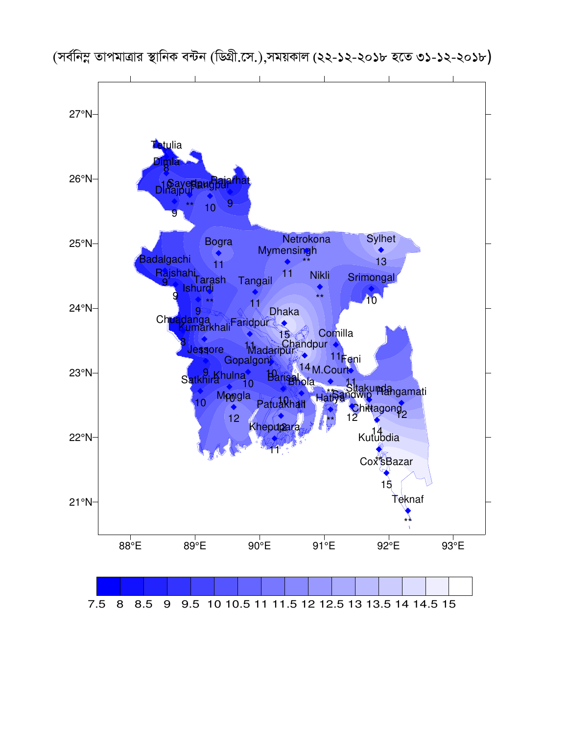(সর্বনিম্ন তাপমাত্রার স্থানিক বন্টন (ডিগ্রী.সে.),সময়কাল (২২-১২-২০১৮ হতে ৩১-১২-২০১৮)

27°N
26°N
25°N
24°N
23°N
22°N
21°N

88°E 89°E 90°E 91°E 92°E 93°E

Tetulia
Dimla 8
Sayedpur 10
Rangpur 10
Rajarhat 9
Dinajpur 9
**
Bogra 11
Netrokona **
Mymensingh 11
Sylhet 13
Badalgachi
Rajshahi 9
Tarash **
Ishurdi 9
9
Tangail 11
Nikli **
Srimongal 10
Dhaka 15
Chuadanga 8
Kumarkhali 11
Faridpur 11
Comilla 11
Chandpur 14
Madaripur
Jessore 9
Gopalgonj 10
Feni
M.Court 11
Satkhira 10
Khulna 10
Barisal 10
Bhola 11
Sitakunda
Sandwip **
Rangamati 12
Mongla 12
Hatiya **
Patuakhali 12
Chittagong 14
Khepupara 11
Kutubdia **
Cox'sBazar 15
Teknaf **

7.5 8 8.5 9 9.5 10 10.5 11 11.5 12 12.5 13 13.5 14 14.5 15